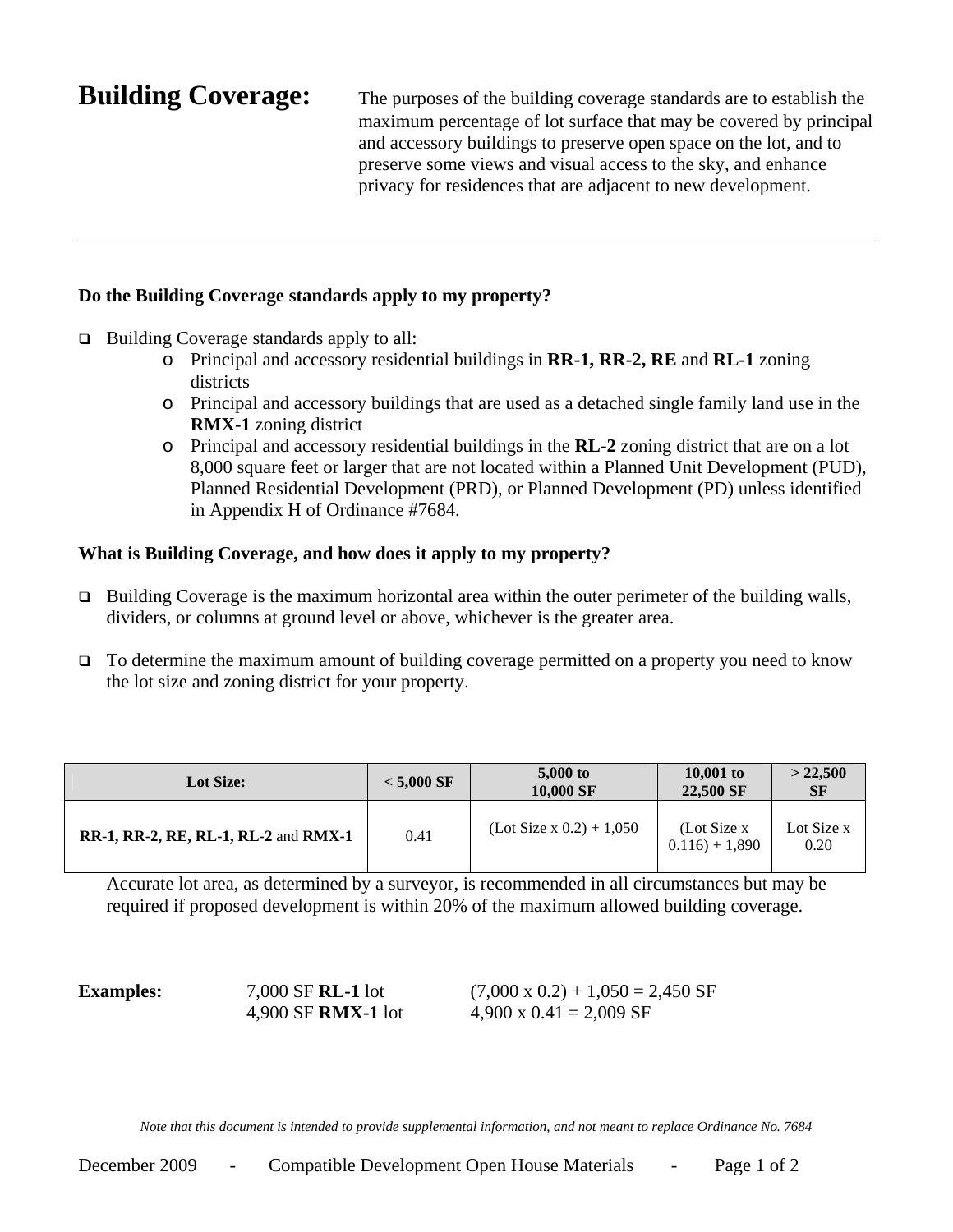# Building Coverage:

The purposes of the building coverage standards are to establish the maximum percentage of lot surface that may be covered by principal and accessory buildings to preserve open space on the lot, and to preserve some views and visual access to the sky, and enhance privacy for residences that are adjacent to new development.

---

**Do the Building Coverage standards apply to my property?**

- Building Coverage standards apply to all:
  - Principal and accessory residential buildings in **RR-1, RR-2, RE** and **RL-1** zoning districts
  - Principal and accessory buildings that are used as a detached single family land use in the **RMX-1** zoning district
  - Principal and accessory residential buildings in the **RL-2** zoning district that are on a lot 8,000 square feet or larger that are not located within a Planned Unit Development (PUD), Planned Residential Development (PRD), or Planned Development (PD) unless identified in Appendix H of Ordinance #7684.

**What is Building Coverage, and how does it apply to my property?**

- Building Coverage is the maximum horizontal area within the outer perimeter of the building walls, dividers, or columns at ground level or above, whichever is the greater area.
- To determine the maximum amount of building coverage permitted on a property you need to know the lot size and zoning district for your property.

| Lot Size: | < 5,000 SF | 5,000 to 10,000 SF | 10,001 to 22,500 SF | > 22,500 SF |
|---|---|---|---|---|
| **RR-1, RR-2, RE, RL-1, RL-2** and **RMX-1** | 0.41 | (Lot Size x 0.2) + 1,050 | (Lot Size x 0.116) + 1,890 | Lot Size x 0.20 |

Accurate lot area, as determined by a surveyor, is recommended in all circumstances but may be required if proposed development is within 20% of the maximum allowed building coverage.

**Examples:**

7,000 SF **RL-1** lot (7,000 x 0.2) + 1,050 = 2,450 SF

4,900 SF **RMX-1** lot 4,900 x 0.41 = 2,009 SF

*Note that this document is intended to provide supplemental information, and not meant to replace Ordinance No. 7684*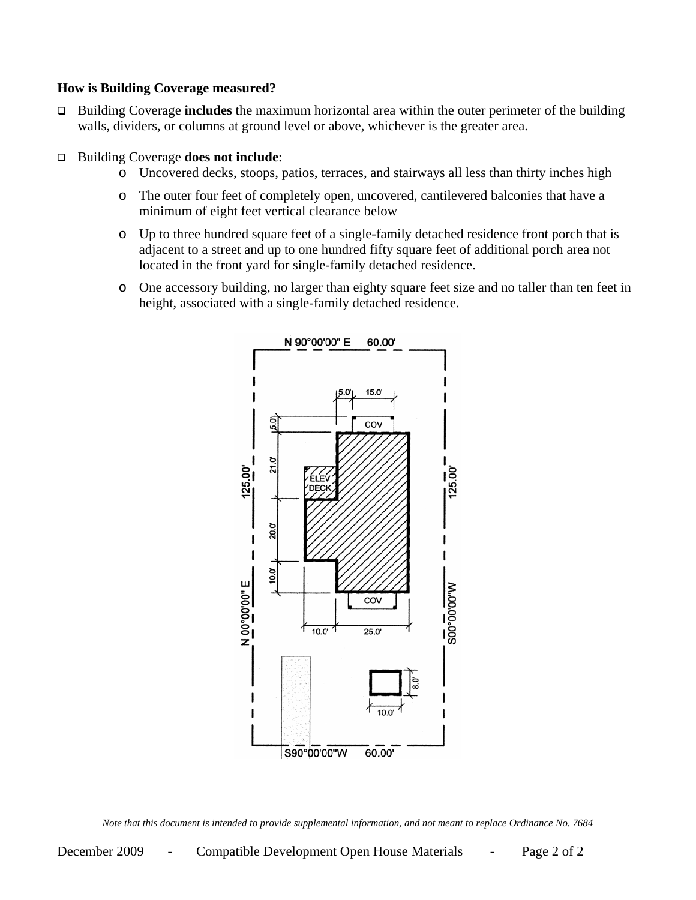**How is Building Coverage measured?**

- Building Coverage **includes** the maximum horizontal area within the outer perimeter of the building walls, dividers, or columns at ground level or above, whichever is the greater area.

- Building Coverage **does not include**:
  - Uncovered decks, stoops, patios, terraces, and stairways all less than thirty inches high
  - The outer four feet of completely open, uncovered, cantilevered balconies that have a minimum of eight feet vertical clearance below
  - Up to three hundred square feet of a single-family detached residence front porch that is adjacent to a street and up to one hundred fifty square feet of additional porch area not located in the front yard for single-family detached residence.
  - One accessory building, no larger than eighty square feet size and no taller than ten feet in height, associated with a single-family detached residence.

N 90°00'00" E 60.00'

5.0' 15.0'

COV

5.0'

21.0'

ELEV DECK

125.00'

20.0'

10.0'

N 00°00'00" E

125.00'

S00°00'00"W

COV

10.0' 25.0'

8.0'

10.0'

S90°00'00"W 60.00'

*Note that this document is intended to provide supplemental information, and not meant to replace Ordinance No. 7684*